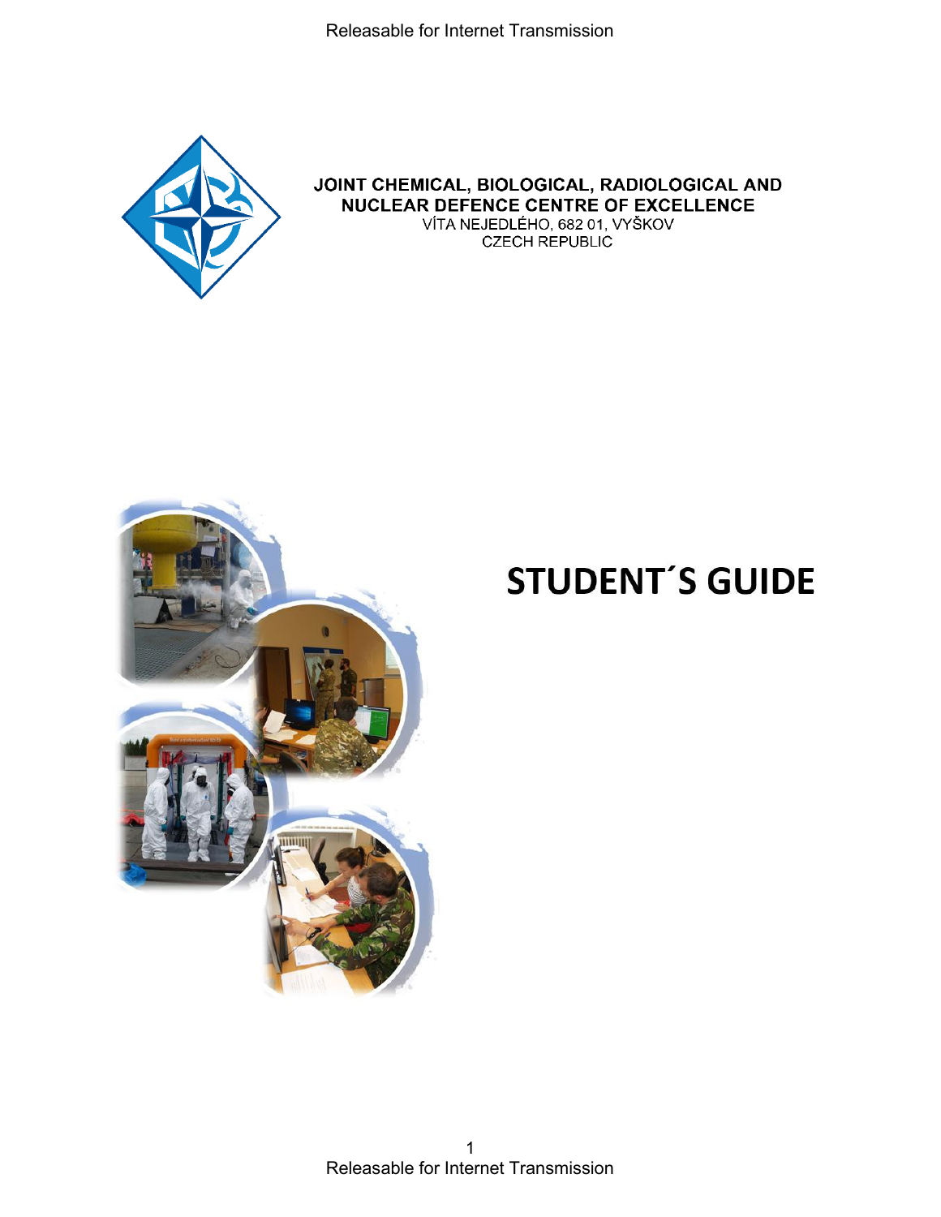JOINT CHEMICAL, BIOLOGICAL, RADIOLOGICAL AND NUCLEAR DEFENCE CENTRE OF EXCELLENCE
VÍTA NEJEDLÉHO, 682 01, VYŠKOV
CZECH REPUBLIC

# STUDENT´S GUIDE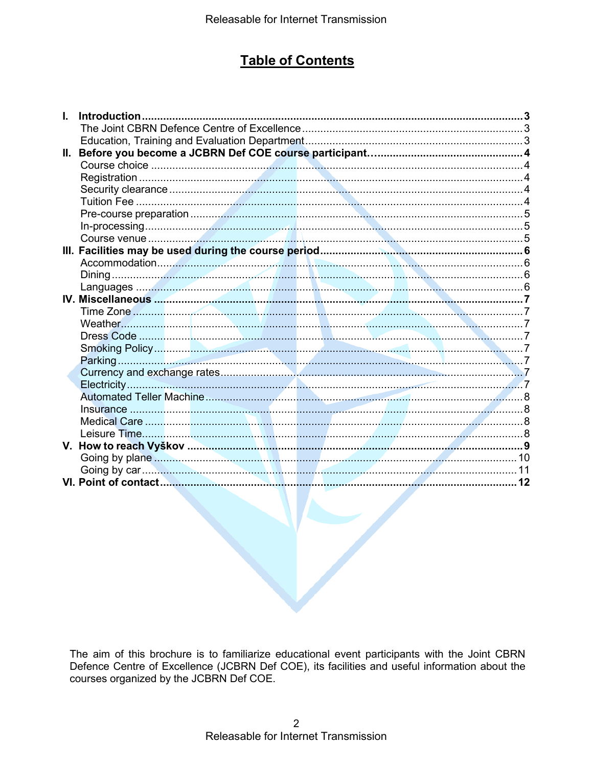# Table of Contents

- **I. Introduction** ........ **3**
  - The Joint CBRN Defence Centre of Excellence ........ 3
  - Education, Training and Evaluation Department ........ 3
- **II. Before you become a JCBRN Def COE course participant…** ........ **4**
  - Course choice ........ 4
  - Registration ........ 4
  - Security clearance ........ 4
  - Tuition Fee ........ 4
  - Pre-course preparation ........ 5
  - In-processing ........ 5
  - Course venue ........ 5
- **III. Facilities may be used during the course period** ........ **6**
  - Accommodation ........ 6
  - Dining ........ 6
  - Languages ........ 6
- **IV. Miscellaneous** ........ **7**
  - Time Zone ........ 7
  - Weather ........ 7
  - Dress Code ........ 7
  - Smoking Policy ........ 7
  - Parking ........ 7
  - Currency and exchange rates ........ 7
  - Electricity ........ 7
  - Automated Teller Machine ........ 8
  - Insurance ........ 8
  - Medical Care ........ 8
  - Leisure Time ........ 8
- **V. How to reach Vyškov** ........ **9**
  - Going by plane ........ 10
  - Going by car ........ 11
- **VI. Point of contact** ........ **12**

The aim of this brochure is to familiarize educational event participants with the Joint CBRN Defence Centre of Excellence (JCBRN Def COE), its facilities and useful information about the courses organized by the JCBRN Def COE.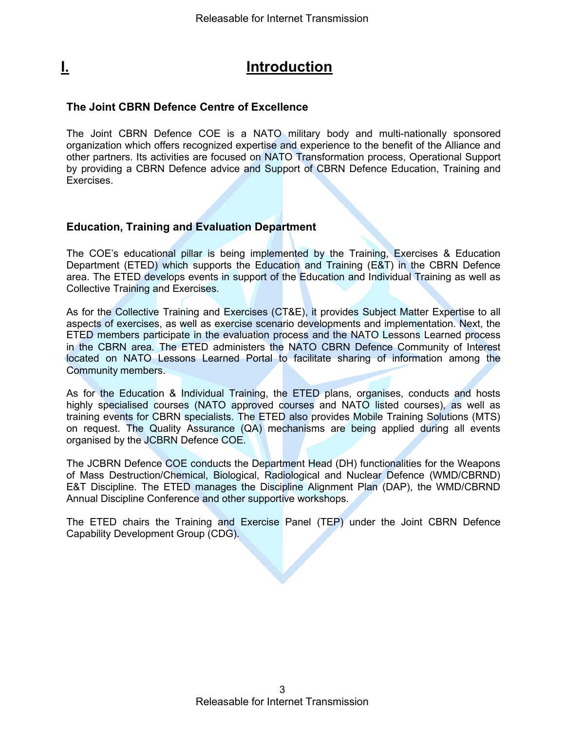# I. Introduction

### The Joint CBRN Defence Centre of Excellence

The Joint CBRN Defence COE is a NATO military body and multi-nationally sponsored organization which offers recognized expertise and experience to the benefit of the Alliance and other partners. Its activities are focused on NATO Transformation process, Operational Support by providing a CBRN Defence advice and Support of CBRN Defence Education, Training and Exercises.

### Education, Training and Evaluation Department

The COE's educational pillar is being implemented by the Training, Exercises & Education Department (ETED) which supports the Education and Training (E&T) in the CBRN Defence area. The ETED develops events in support of the Education and Individual Training as well as Collective Training and Exercises.

As for the Collective Training and Exercises (CT&E), it provides Subject Matter Expertise to all aspects of exercises, as well as exercise scenario developments and implementation. Next, the ETED members participate in the evaluation process and the NATO Lessons Learned process in the CBRN area. The ETED administers the NATO CBRN Defence Community of Interest located on NATO Lessons Learned Portal to facilitate sharing of information among the Community members.

As for the Education & Individual Training, the ETED plans, organises, conducts and hosts highly specialised courses (NATO approved courses and NATO listed courses), as well as training events for CBRN specialists. The ETED also provides Mobile Training Solutions (MTS) on request. The Quality Assurance (QA) mechanisms are being applied during all events organised by the JCBRN Defence COE.

The JCBRN Defence COE conducts the Department Head (DH) functionalities for the Weapons of Mass Destruction/Chemical, Biological, Radiological and Nuclear Defence (WMD/CBRND) E&T Discipline. The ETED manages the Discipline Alignment Plan (DAP), the WMD/CBRND Annual Discipline Conference and other supportive workshops.

The ETED chairs the Training and Exercise Panel (TEP) under the Joint CBRN Defence Capability Development Group (CDG).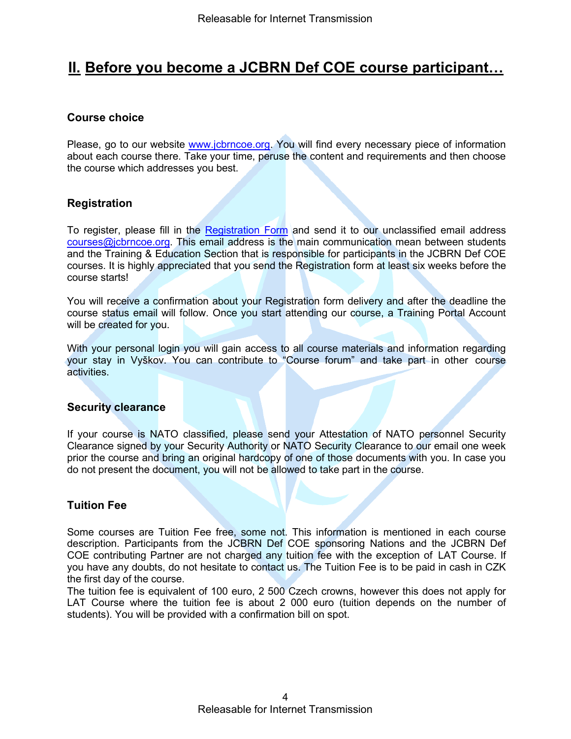# II. Before you become a JCBRN Def COE course participant…

### Course choice

Please, go to our website www.jcbrncoe.org. You will find every necessary piece of information about each course there. Take your time, peruse the content and requirements and then choose the course which addresses you best.

### Registration

To register, please fill in the Registration Form and send it to our unclassified email address courses@jcbrncoe.org. This email address is the main communication mean between students and the Training & Education Section that is responsible for participants in the JCBRN Def COE courses. It is highly appreciated that you send the Registration form at least six weeks before the course starts!

You will receive a confirmation about your Registration form delivery and after the deadline the course status email will follow. Once you start attending our course, a Training Portal Account will be created for you.

With your personal login you will gain access to all course materials and information regarding your stay in Vyškov. You can contribute to "Course forum" and take part in other course activities.

### Security clearance

If your course is NATO classified, please send your Attestation of NATO personnel Security Clearance signed by your Security Authority or NATO Security Clearance to our email one week prior the course and bring an original hardcopy of one of those documents with you. In case you do not present the document, you will not be allowed to take part in the course.

### Tuition Fee

Some courses are Tuition Fee free, some not. This information is mentioned in each course description. Participants from the JCBRN Def COE sponsoring Nations and the JCBRN Def COE contributing Partner are not charged any tuition fee with the exception of LAT Course. If you have any doubts, do not hesitate to contact us. The Tuition Fee is to be paid in cash in CZK the first day of the course.
The tuition fee is equivalent of 100 euro, 2 500 Czech crowns, however this does not apply for LAT Course where the tuition fee is about 2 000 euro (tuition depends on the number of students). You will be provided with a confirmation bill on spot.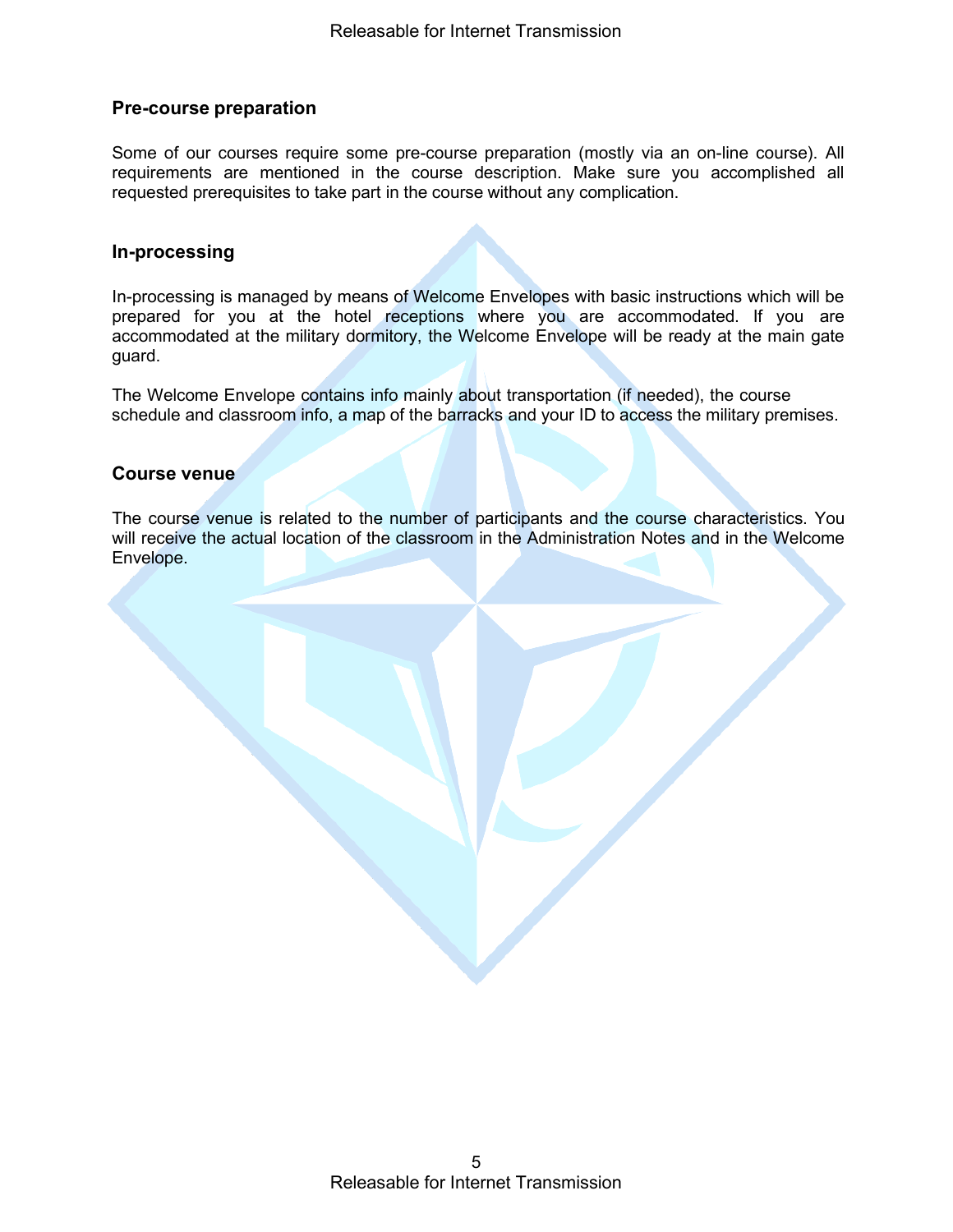## Pre-course preparation

Some of our courses require some pre-course preparation (mostly via an on-line course). All requirements are mentioned in the course description. Make sure you accomplished all requested prerequisites to take part in the course without any complication.

## In-processing

In-processing is managed by means of Welcome Envelopes with basic instructions which will be prepared for you at the hotel receptions where you are accommodated. If you are accommodated at the military dormitory, the Welcome Envelope will be ready at the main gate guard.

The Welcome Envelope contains info mainly about transportation (if needed), the course schedule and classroom info, a map of the barracks and your ID to access the military premises.

## Course venue

The course venue is related to the number of participants and the course characteristics. You will receive the actual location of the classroom in the Administration Notes and in the Welcome Envelope.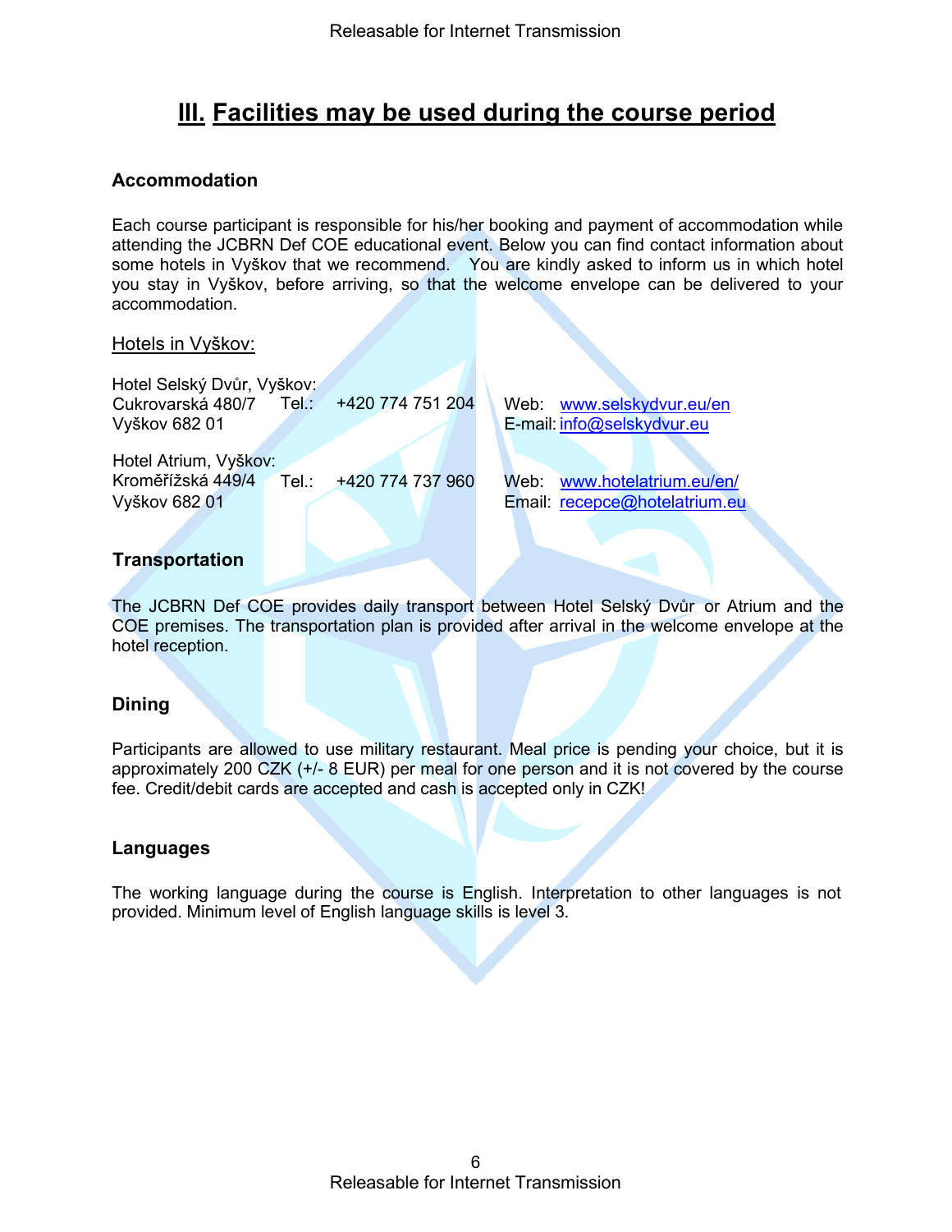# III. Facilities may be used during the course period

### Accommodation

Each course participant is responsible for his/her booking and payment of accommodation while attending the JCBRN Def COE educational event. Below you can find contact information about some hotels in Vyškov that we recommend. You are kindly asked to inform us in which hotel you stay in Vyškov, before arriving, so that the welcome envelope can be delivered to your accommodation.

Hotels in Vyškov:

Hotel Selský Dvůr, Vyškov:
Cukrovarská 480/7 Tel.: +420 774 751 204 Web: www.selskydvur.eu/en
Vyškov 682 01 E-mail: info@selskydvur.eu

Hotel Atrium, Vyškov:
Kroměřížská 449/4 Tel.: +420 774 737 960 Web: www.hotelatrium.eu/en/
Vyškov 682 01 Email: recepce@hotelatrium.eu

### Transportation

The JCBRN Def COE provides daily transport between Hotel Selský Dvůr or Atrium and the COE premises. The transportation plan is provided after arrival in the welcome envelope at the hotel reception.

### Dining

Participants are allowed to use military restaurant. Meal price is pending your choice, but it is approximately 200 CZK (+/- 8 EUR) per meal for one person and it is not covered by the course fee. Credit/debit cards are accepted and cash is accepted only in CZK!

### Languages

The working language during the course is English. Interpretation to other languages is not provided. Minimum level of English language skills is level 3.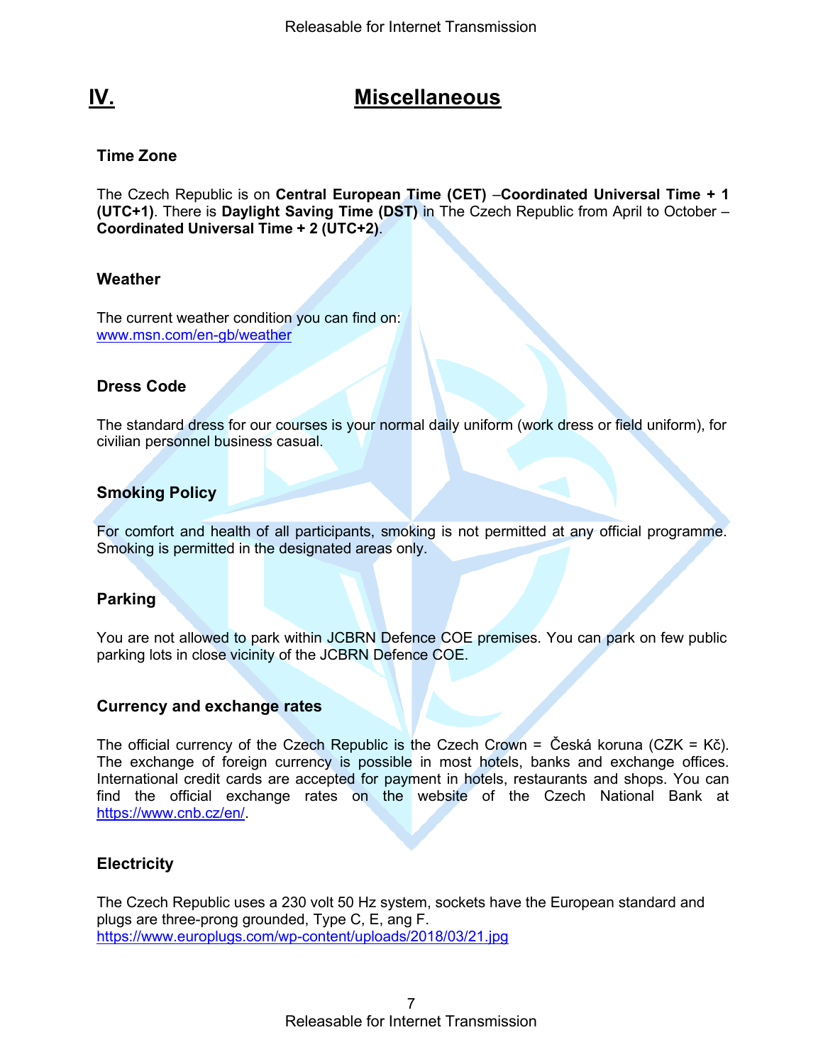# IV. Miscellaneous

### Time Zone

The Czech Republic is on **Central European Time (CET)** –**Coordinated Universal Time + 1 (UTC+1)**. There is **Daylight Saving Time (DST)** in The Czech Republic from April to October – **Coordinated Universal Time + 2 (UTC+2)**.

### Weather

The current weather condition you can find on:
[www.msn.com/en-gb/weather](www.msn.com/en-gb/weather)

### Dress Code

The standard dress for our courses is your normal daily uniform (work dress or field uniform), for civilian personnel business casual.

### Smoking Policy

For comfort and health of all participants, smoking is not permitted at any official programme. Smoking is permitted in the designated areas only.

### Parking

You are not allowed to park within JCBRN Defence COE premises. You can park on few public parking lots in close vicinity of the JCBRN Defence COE.

### Currency and exchange rates

The official currency of the Czech Republic is the Czech Crown = Česká koruna (CZK = Kč). The exchange of foreign currency is possible in most hotels, banks and exchange offices. International credit cards are accepted for payment in hotels, restaurants and shops. You can find the official exchange rates on the website of the Czech National Bank at [https://www.cnb.cz/en/](https://www.cnb.cz/en/).

### Electricity

The Czech Republic uses a 230 volt 50 Hz system, sockets have the European standard and plugs are three-prong grounded, Type C, E, ang F.
[https://www.europlugs.com/wp-content/uploads/2018/03/21.jpg](https://www.europlugs.com/wp-content/uploads/2018/03/21.jpg)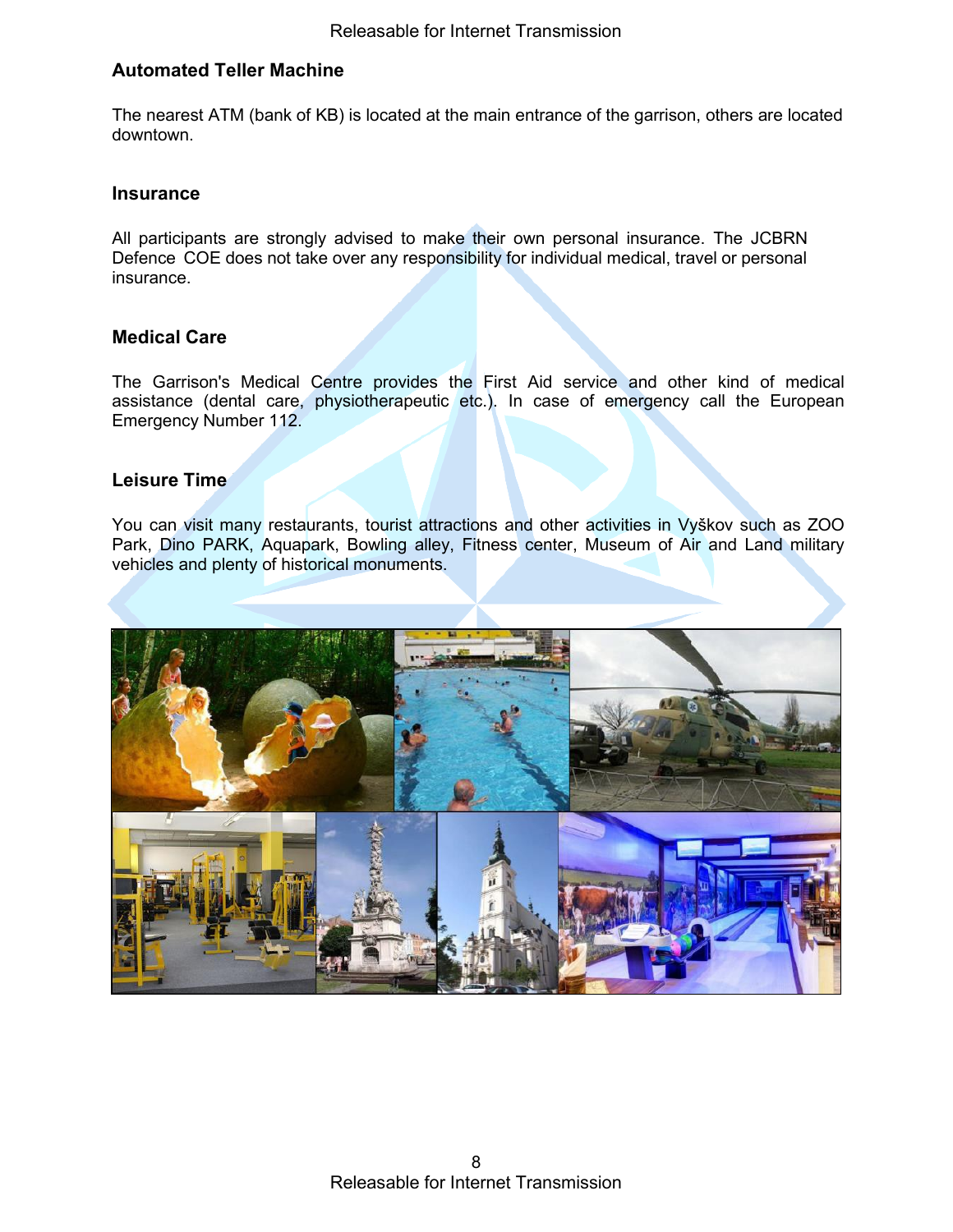## Automated Teller Machine

The nearest ATM (bank of KB) is located at the main entrance of the garrison, others are located downtown.

## Insurance

All participants are strongly advised to make their own personal insurance. The JCBRN Defence COE does not take over any responsibility for individual medical, travel or personal insurance.

## Medical Care

The Garrison's Medical Centre provides the First Aid service and other kind of medical assistance (dental care, physiotherapeutic etc.). In case of emergency call the European Emergency Number 112.

## Leisure Time

You can visit many restaurants, tourist attractions and other activities in Vyškov such as ZOO Park, Dino PARK, Aquapark, Bowling alley, Fitness center, Museum of Air and Land military vehicles and plenty of historical monuments.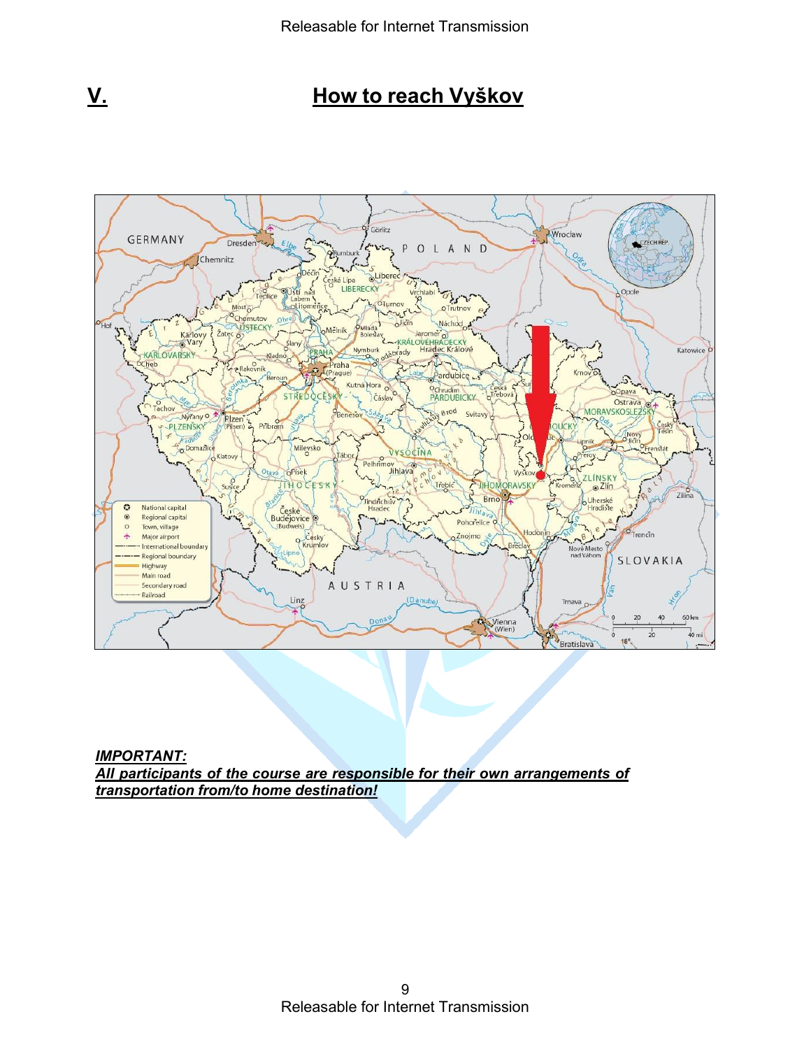## V. How to reach Vyškov

***IMPORTANT:***
***All participants of the course are responsible for their own arrangements of transportation from/to home destination!***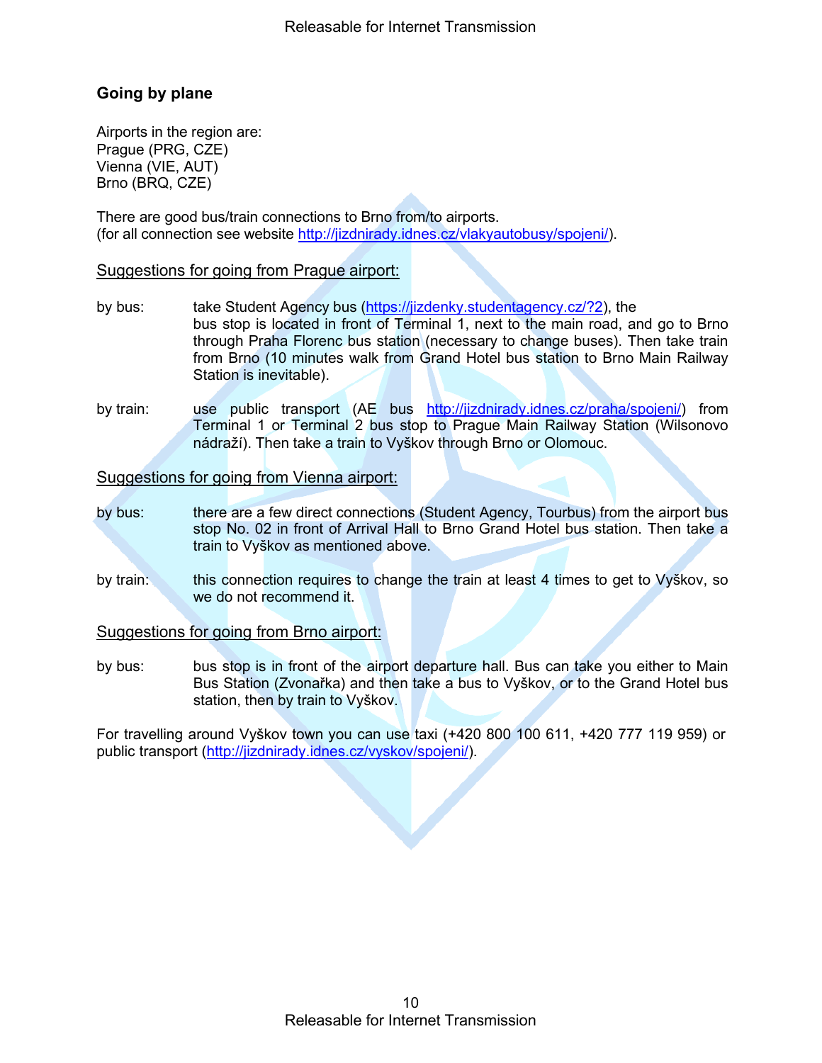## Going by plane

Airports in the region are:
Prague (PRG, CZE)
Vienna (VIE, AUT)
Brno (BRQ, CZE)

There are good bus/train connections to Brno from/to airports.
(for all connection see website http://jizdnirady.idnes.cz/vlakyautobusy/spojeni/).

Suggestions for going from Prague airport:

by bus: take Student Agency bus (https://jizdenky.studentagency.cz/?2), the bus stop is located in front of Terminal 1, next to the main road, and go to Brno through Praha Florenc bus station (necessary to change buses). Then take train from Brno (10 minutes walk from Grand Hotel bus station to Brno Main Railway Station is inevitable).

by train: use public transport (AE bus http://jizdnirady.idnes.cz/praha/spojeni/) from Terminal 1 or Terminal 2 bus stop to Prague Main Railway Station (Wilsonovo nádraží). Then take a train to Vyškov through Brno or Olomouc.

Suggestions for going from Vienna airport:

by bus: there are a few direct connections (Student Agency, Tourbus) from the airport bus stop No. 02 in front of Arrival Hall to Brno Grand Hotel bus station. Then take a train to Vyškov as mentioned above.

by train: this connection requires to change the train at least 4 times to get to Vyškov, so we do not recommend it.

Suggestions for going from Brno airport:

by bus: bus stop is in front of the airport departure hall. Bus can take you either to Main Bus Station (Zvonařka) and then take a bus to Vyškov, or to the Grand Hotel bus station, then by train to Vyškov.

For travelling around Vyškov town you can use taxi (+420 800 100 611, +420 777 119 959) or public transport (http://jizdnirady.idnes.cz/vyskov/spojeni/).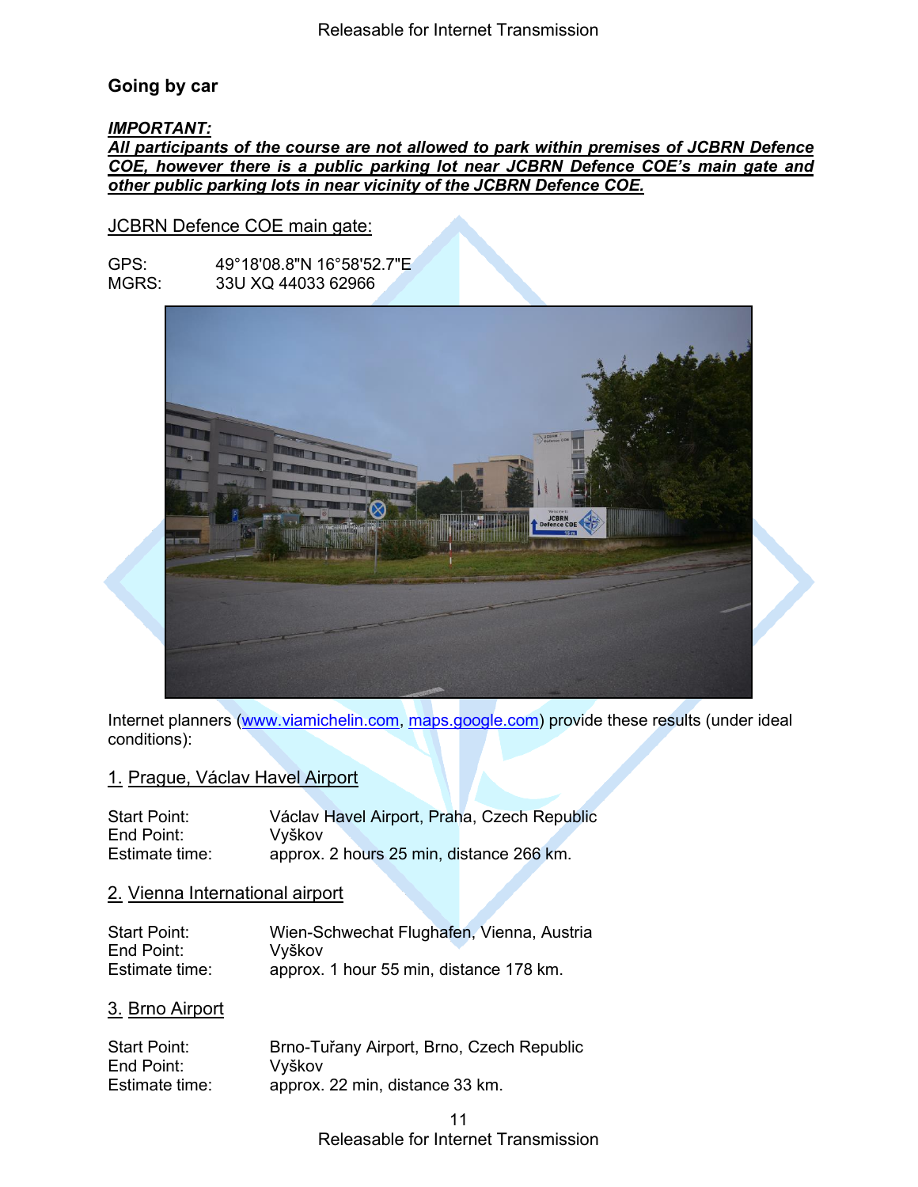## Going by car

***IMPORTANT:***
***All participants of the course are not allowed to park within premises of JCBRN Defence COE, however there is a public parking lot near JCBRN Defence COE's main gate and other public parking lots in near vicinity of the JCBRN Defence COE.***

JCBRN Defence COE main gate:

GPS: 49°18'08.8"N 16°58'52.7"E
MGRS: 33U XQ 44033 62966

Internet planners (www.viamichelin.com, maps.google.com) provide these results (under ideal conditions):

### 1. Prague, Václav Havel Airport

Start Point: Václav Havel Airport, Praha, Czech Republic
End Point: Vyškov
Estimate time: approx. 2 hours 25 min, distance 266 km.

### 2. Vienna International airport

Start Point: Wien-Schwechat Flughafen, Vienna, Austria
End Point: Vyškov
Estimate time: approx. 1 hour 55 min, distance 178 km.

### 3. Brno Airport

Start Point: Brno-Tuřany Airport, Brno, Czech Republic
End Point: Vyškov
Estimate time: approx. 22 min, distance 33 km.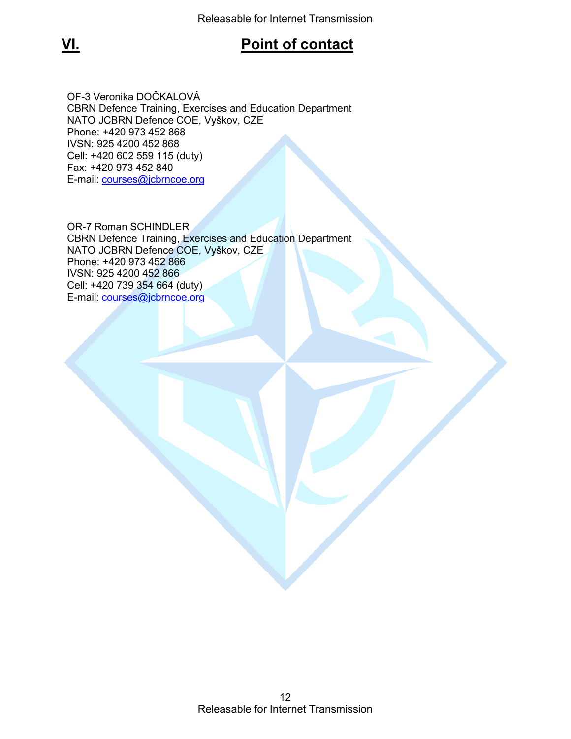# VI. Point of contact

OF-3 Veronika DOČKALOVÁ
CBRN Defence Training, Exercises and Education Department
NATO JCBRN Defence COE, Vyškov, CZE
Phone: +420 973 452 868
IVSN: 925 4200 452 868
Cell: +420 602 559 115 (duty)
Fax: +420 973 452 840
E-mail: courses@jcbrncoe.org

OR-7 Roman SCHINDLER
CBRN Defence Training, Exercises and Education Department
NATO JCBRN Defence COE, Vyškov, CZE
Phone: +420 973 452 866
IVSN: 925 4200 452 866
Cell: +420 739 354 664 (duty)
E-mail: courses@jcbrncoe.org